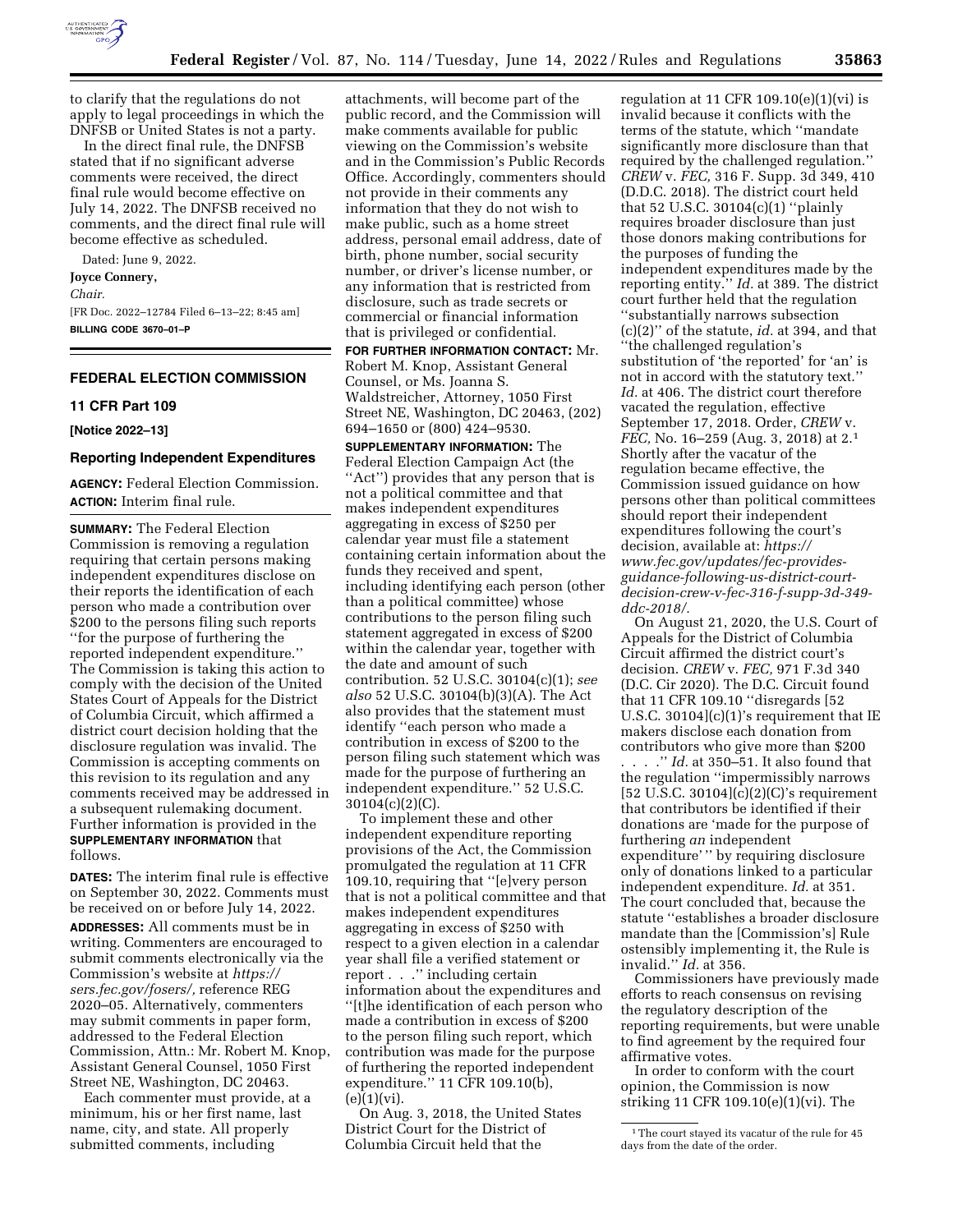to clarify that the regulations do not apply to legal proceedings in which the DNFSB or United States is not a party.

In the direct final rule, the DNFSB stated that if no significant adverse comments were received, the direct final rule would become effective on July 14, 2022. The DNFSB received no comments, and the direct final rule will become effective as scheduled.

Dated: June 9, 2022.

**Joyce Connery,**

*Chair.*

[FR Doc. 2022–12784 Filed 6–13–22; 8:45 am]

**BILLING CODE 3670–01–P**

## FEDERAL ELECTION COMMISSION

### 11 CFR Part 109

**[Notice 2022–13]**

### Reporting Independent Expenditures

**AGENCY:** Federal Election Commission.

**ACTION:** Interim final rule.

**SUMMARY:** The Federal Election Commission is removing a regulation requiring that certain persons making independent expenditures disclose on their reports the identification of each person who made a contribution over $200 to the persons filing such reports ''for the purpose of furthering the reported independent expenditure.'' The Commission is taking this action to comply with the decision of the United States Court of Appeals for the District of Columbia Circuit, which affirmed a district court decision holding that the disclosure regulation was invalid. The Commission is accepting comments on this revision to its regulation and any comments received may be addressed in a subsequent rulemaking document. Further information is provided in the **SUPPLEMENTARY INFORMATION** that follows.

**DATES:** The interim final rule is effective on September 30, 2022. Comments must be received on or before July 14, 2022.

**ADDRESSES:** All comments must be in writing. Commenters are encouraged to submit comments electronically via the Commission's website at *https://sers.fec.gov/fosers/,* reference REG 2020–05. Alternatively, commenters may submit comments in paper form, addressed to the Federal Election Commission, Attn.: Mr. Robert M. Knop, Assistant General Counsel, 1050 First Street NE, Washington, DC 20463.

Each commenter must provide, at a minimum, his or her first name, last name, city, and state. All properly submitted comments, including attachments, will become part of the public record, and the Commission will make comments available for public viewing on the Commission's website and in the Commission's Public Records Office. Accordingly, commenters should not provide in their comments any information that they do not wish to make public, such as a home street address, personal email address, date of birth, phone number, social security number, or driver's license number, or any information that is restricted from disclosure, such as trade secrets or commercial or financial information that is privileged or confidential.

**FOR FURTHER INFORMATION CONTACT:** Mr. Robert M. Knop, Assistant General Counsel, or Ms. Joanna S. Waldstreicher, Attorney, 1050 First Street NE, Washington, DC 20463, (202) 694–1650 or (800) 424–9530.

**SUPPLEMENTARY INFORMATION:** The Federal Election Campaign Act (the ''Act'') provides that any person that is not a political committee and that makes independent expenditures aggregating in excess of $250 per calendar year must file a statement containing certain information about the funds they received and spent, including identifying each person (other than a political committee) whose contributions to the person filing such statement aggregated in excess of $200 within the calendar year, together with the date and amount of such contribution. 52 U.S.C. 30104(c)(1); *see also* 52 U.S.C. 30104(b)(3)(A). The Act also provides that the statement must identify ''each person who made a contribution in excess of $200 to the person filing such statement which was made for the purpose of furthering an independent expenditure.'' 52 U.S.C. 30104(c)(2)(C).

To implement these and other independent expenditure reporting provisions of the Act, the Commission promulgated the regulation at 11 CFR 109.10, requiring that ''[e]very person that is not a political committee and that makes independent expenditures aggregating in excess of $250 with respect to a given election in a calendar year shall file a verified statement or report . . .'' including certain information about the expenditures and ''[t]he identification of each person who made a contribution in excess of $200 to the person filing such report, which contribution was made for the purpose of furthering the reported independent expenditure.'' 11 CFR 109.10(b), (e)(1)(vi).

On Aug. 3, 2018, the United States District Court for the District of Columbia Circuit held that the regulation at 11 CFR 109.10(e)(1)(vi) is invalid because it conflicts with the terms of the statute, which ''mandate significantly more disclosure than that required by the challenged regulation.'' *CREW* v. *FEC,* 316 F. Supp. 3d 349, 410 (D.D.C. 2018). The district court held that 52 U.S.C. 30104(c)(1) ''plainly requires broader disclosure than just those donors making contributions for the purposes of funding the independent expenditures made by the reporting entity.'' *Id.* at 389. The district court further held that the regulation ''substantially narrows subsection (c)(2)'' of the statute, *id.* at 394, and that ''the challenged regulation's substitution of 'the reported' for 'an' is not in accord with the statutory text.'' *Id.* at 406. The district court therefore vacated the regulation, effective September 17, 2018. Order, *CREW* v. *FEC,* No. 16–259 (Aug. 3, 2018) at 2.[1] Shortly after the vacatur of the regulation became effective, the Commission issued guidance on how persons other than political committees should report their independent expenditures following the court's decision, available at: *https://www.fec.gov/updates/fec-provides-guidance-following-us-district-court-decision-crew-v-fec-316-f-supp-3d-349-ddc-2018/.*

On August 21, 2020, the U.S. Court of Appeals for the District of Columbia Circuit affirmed the district court's decision. *CREW* v. *FEC,* 971 F.3d 340 (D.C. Cir 2020). The D.C. Circuit found that 11 CFR 109.10 ''disregards [52 U.S.C. 30104](c)(1)'s requirement that IE makers disclose each donation from contributors who give more than $200 . . . .'' *Id.* at 350–51. It also found that the regulation ''impermissibly narrows [52 U.S.C. 30104](c)(2)(C)'s requirement that contributors be identified if their donations are 'made for the purpose of furthering *an* independent expenditure' '' by requiring disclosure only of donations linked to a particular independent expenditure. *Id.* at 351. The court concluded that, because the statute ''establishes a broader disclosure mandate than the [Commission's] Rule ostensibly implementing it, the Rule is invalid.'' *Id.* at 356.

Commissioners have previously made efforts to reach consensus on revising the regulatory description of the reporting requirements, but were unable to find agreement by the required four affirmative votes.

In order to conform with the court opinion, the Commission is now striking 11 CFR 109.10(e)(1)(vi). The

[1] The court stayed its vacatur of the rule for 45 days from the date of the order.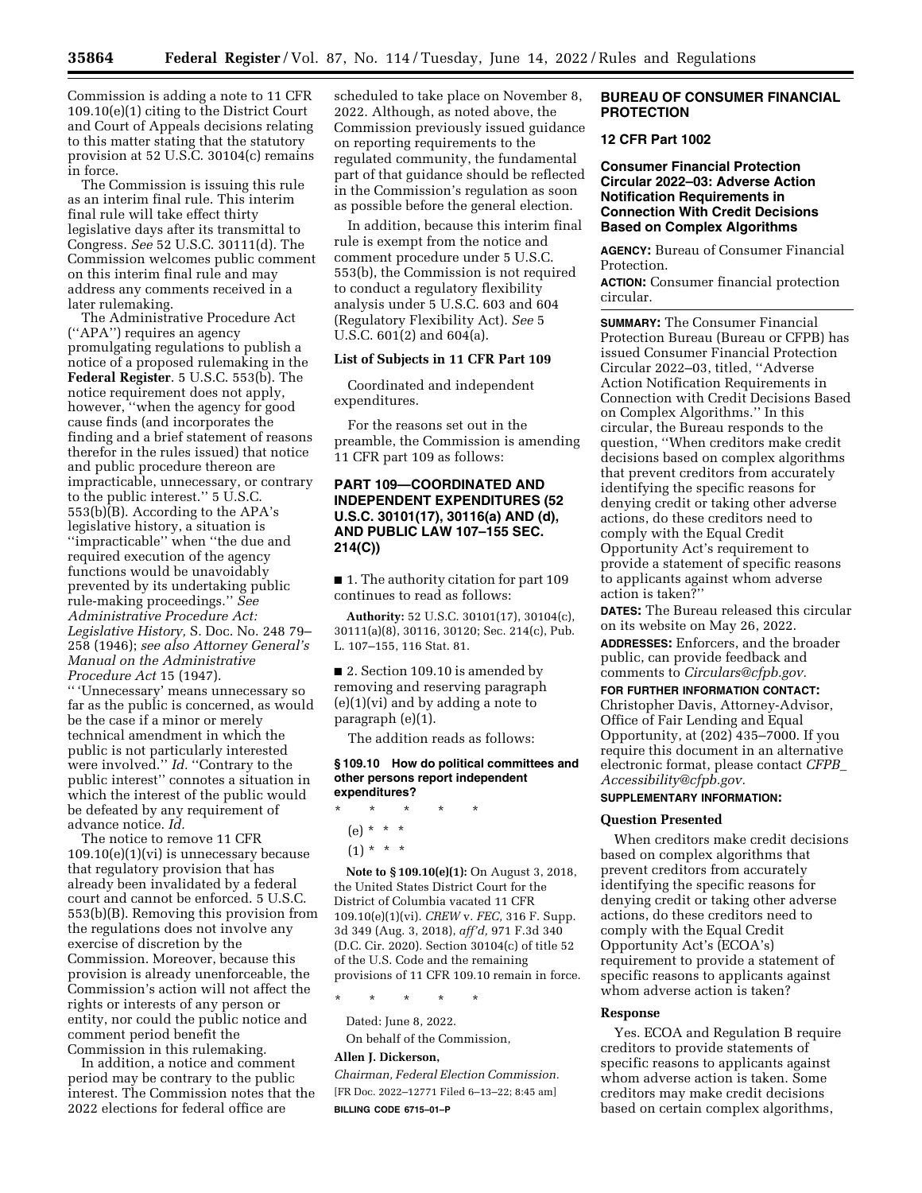Commission is adding a note to 11 CFR 109.10(e)(1) citing to the District Court and Court of Appeals decisions relating to this matter stating that the statutory provision at 52 U.S.C. 30104(c) remains in force.

The Commission is issuing this rule as an interim final rule. This interim final rule will take effect thirty legislative days after its transmittal to Congress. *See* 52 U.S.C. 30111(d). The Commission welcomes public comment on this interim final rule and may address any comments received in a later rulemaking.

The Administrative Procedure Act (''APA'') requires an agency promulgating regulations to publish a notice of a proposed rulemaking in the **Federal Register**. 5 U.S.C. 553(b). The notice requirement does not apply, however, ''when the agency for good cause finds (and incorporates the finding and a brief statement of reasons therefor in the rules issued) that notice and public procedure thereon are impracticable, unnecessary, or contrary to the public interest.'' 5 U.S.C. 553(b)(B). According to the APA's legislative history, a situation is ''impracticable'' when ''the due and required execution of the agency functions would be unavoidably prevented by its undertaking public rule-making proceedings.'' *See Administrative Procedure Act: Legislative History,* S. Doc. No. 248 79–258 (1946); *see also Attorney General's Manual on the Administrative Procedure Act* 15 (1947). '' 'Unnecessary' means unnecessary so far as the public is concerned, as would be the case if a minor or merely technical amendment in which the public is not particularly interested were involved.'' *Id.* ''Contrary to the public interest'' connotes a situation in which the interest of the public would be defeated by any requirement of advance notice. *Id.*

The notice to remove 11 CFR 109.10(e)(1)(vi) is unnecessary because that regulatory provision that has already been invalidated by a federal court and cannot be enforced. 5 U.S.C. 553(b)(B). Removing this provision from the regulations does not involve any exercise of discretion by the Commission. Moreover, because this provision is already unenforceable, the Commission's action will not affect the rights or interests of any person or entity, nor could the public notice and comment period benefit the Commission in this rulemaking.

In addition, a notice and comment period may be contrary to the public interest. The Commission notes that the 2022 elections for federal office are scheduled to take place on November 8, 2022. Although, as noted above, the Commission previously issued guidance on reporting requirements to the regulated community, the fundamental part of that guidance should be reflected in the Commission's regulation as soon as possible before the general election.

In addition, because this interim final rule is exempt from the notice and comment procedure under 5 U.S.C. 553(b), the Commission is not required to conduct a regulatory flexibility analysis under 5 U.S.C. 603 and 604 (Regulatory Flexibility Act). *See* 5 U.S.C. 601(2) and 604(a).

**List of Subjects in 11 CFR Part 109**

Coordinated and independent expenditures.

For the reasons set out in the preamble, the Commission is amending 11 CFR part 109 as follows:

## PART 109—COORDINATED AND INDEPENDENT EXPENDITURES (52 U.S.C. 30101(17), 30116(a) AND (d), AND PUBLIC LAW 107–155 SEC. 214(C))

■ 1. The authority citation for part 109 continues to read as follows:

**Authority:** 52 U.S.C. 30101(17), 30104(c), 30111(a)(8), 30116, 30120; Sec. 214(c), Pub. L. 107–155, 116 Stat. 81.

■ 2. Section 109.10 is amended by removing and reserving paragraph (e)(1)(vi) and by adding a note to paragraph (e)(1).

The addition reads as follows:

**§ 109.10 How do political committees and other persons report independent expenditures?**

\* \* \* \* \*

(e) \* \* \*

(1) \* \* \*

**Note to § 109.10(e)(1):** On August 3, 2018, the United States District Court for the District of Columbia vacated 11 CFR 109.10(e)(1)(vi). *CREW* v. *FEC,* 316 F. Supp. 3d 349 (Aug. 3, 2018), *aff'd,* 971 F.3d 340 (D.C. Cir. 2020). Section 30104(c) of title 52 of the U.S. Code and the remaining provisions of 11 CFR 109.10 remain in force.

\* \* \* \* \*

Dated: June 8, 2022.

On behalf of the Commission,

**Allen J. Dickerson,**

*Chairman, Federal Election Commission.*

[FR Doc. 2022–12771 Filed 6–13–22; 8:45 am]

**BILLING CODE 6715–01–P**

## BUREAU OF CONSUMER FINANCIAL PROTECTION

## 12 CFR Part 1002

## Consumer Financial Protection Circular 2022–03: Adverse Action Notification Requirements in Connection With Credit Decisions Based on Complex Algorithms

**AGENCY:** Bureau of Consumer Financial Protection.

**ACTION:** Consumer financial protection circular.

**SUMMARY:** The Consumer Financial Protection Bureau (Bureau or CFPB) has issued Consumer Financial Protection Circular 2022–03, titled, ''Adverse Action Notification Requirements in Connection with Credit Decisions Based on Complex Algorithms.'' In this circular, the Bureau responds to the question, ''When creditors make credit decisions based on complex algorithms that prevent creditors from accurately identifying the specific reasons for denying credit or taking other adverse actions, do these creditors need to comply with the Equal Credit Opportunity Act's requirement to provide a statement of specific reasons to applicants against whom adverse action is taken?''

**DATES:** The Bureau released this circular on its website on May 26, 2022.

**ADDRESSES:** Enforcers, and the broader public, can provide feedback and comments to *Circulars@cfpb.gov.*

**FOR FURTHER INFORMATION CONTACT:** Christopher Davis, Attorney-Advisor, Office of Fair Lending and Equal Opportunity, at (202) 435–7000. If you require this document in an alternative electronic format, please contact *CFPB_Accessibility@cfpb.gov.*

**SUPPLEMENTARY INFORMATION:**

### Question Presented

When creditors make credit decisions based on complex algorithms that prevent creditors from accurately identifying the specific reasons for denying credit or taking other adverse actions, do these creditors need to comply with the Equal Credit Opportunity Act's (ECOA's) requirement to provide a statement of specific reasons to applicants against whom adverse action is taken?

### Response

Yes. ECOA and Regulation B require creditors to provide statements of specific reasons to applicants against whom adverse action is taken. Some creditors may make credit decisions based on certain complex algorithms,